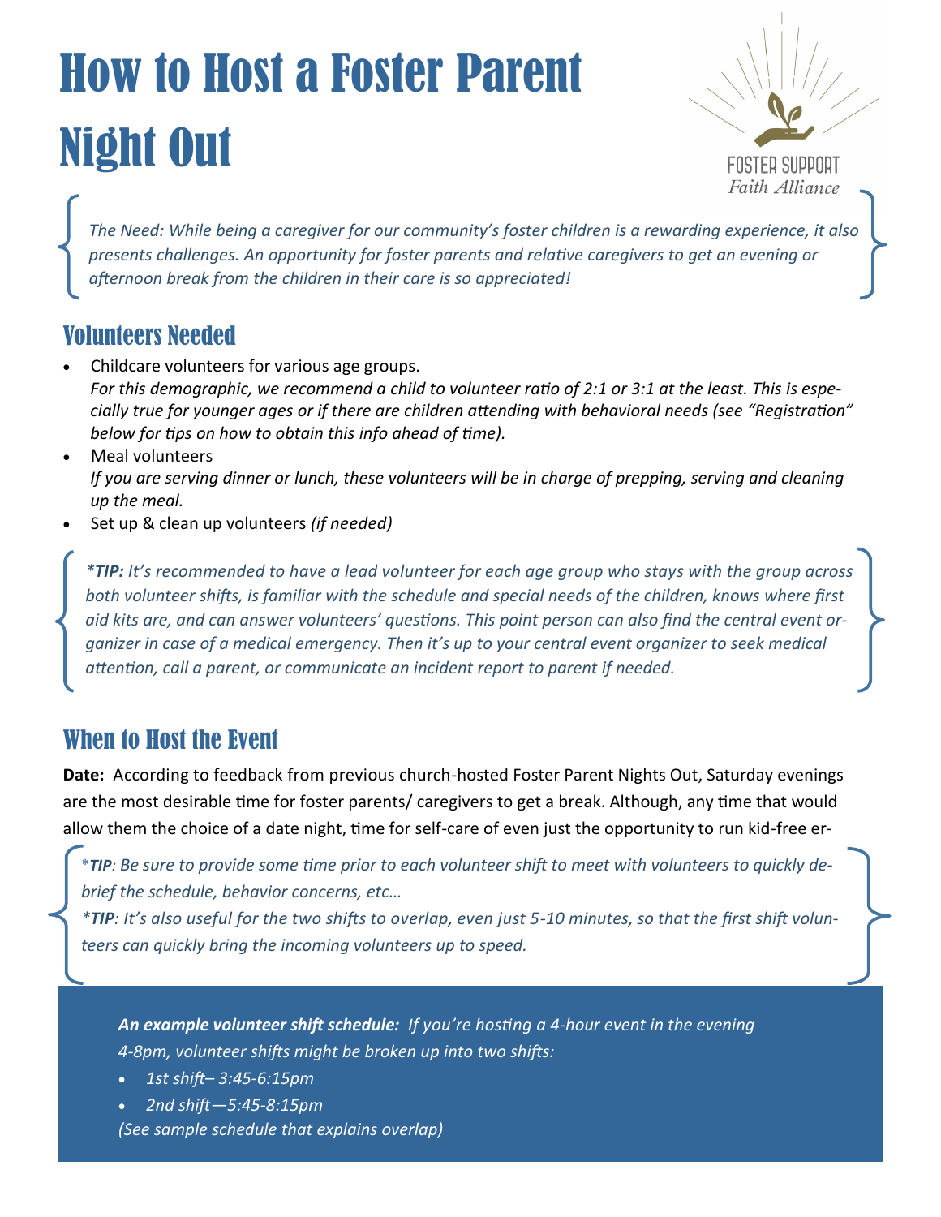# How to Host a Foster Parent Night Out

FOSTER SUPPORT
*Faith Alliance*

*The Need: While being a caregiver for our community's foster children is a rewarding experience, it also presents challenges. An opportunity for foster parents and relative caregivers to get an evening or afternoon break from the children in their care is so appreciated!*

## Volunteers Needed

- Childcare volunteers for various age groups.
  *For this demographic, we recommend a child to volunteer ratio of 2:1 or 3:1 at the least. This is especially true for younger ages or if there are children attending with behavioral needs (see "Registration" below for tips on how to obtain this info ahead of time).*
- Meal volunteers
  *If you are serving dinner or lunch, these volunteers will be in charge of prepping, serving and cleaning up the meal.*
- Set up & clean up volunteers *(if needed)*

***TIP:** It's recommended to have a lead volunteer for each age group who stays with the group across both volunteer shifts, is familiar with the schedule and special needs of the children, knows where first aid kits are, and can answer volunteers' questions. This point person can also find the central event organizer in case of a medical emergency. Then it's up to your central event organizer to seek medical attention, call a parent, or communicate an incident report to parent if needed.*

## When to Host the Event

**Date:** According to feedback from previous church-hosted Foster Parent Nights Out, Saturday evenings are the most desirable time for foster parents/ caregivers to get a break. Although, any time that would allow them the choice of a date night, time for self-care of even just the opportunity to run kid-free er-

**TIP**: Be sure to provide some time prior to each volunteer shift to meet with volunteers to quickly debrief the schedule, behavior concerns, etc…*

***TIP**: It's also useful for the two shifts to overlap, even just 5-10 minutes, so that the first shift volunteers can quickly bring the incoming volunteers up to speed.*

***An example volunteer shift schedule:*** *If you're hosting a 4-hour event in the evening 4-8pm, volunteer shifts might be broken up into two shifts:*

- *1st shift– 3:45-6:15pm*
- *2nd shift—5:45-8:15pm*

*(See sample schedule that explains overlap)*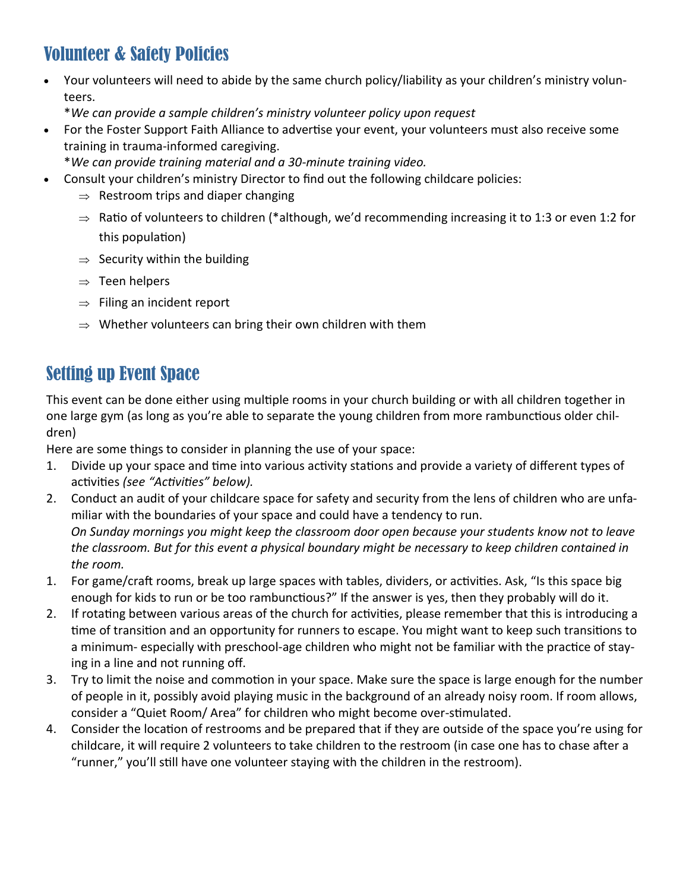## Volunteer & Safety Policies

- Your volunteers will need to abide by the same church policy/liability as your children's ministry volunteers.
  **We can provide a sample children's ministry volunteer policy upon request*
- For the Foster Support Faith Alliance to advertise your event, your volunteers must also receive some training in trauma-informed caregiving.
  **We can provide training material and a 30-minute training video.*
- Consult your children's ministry Director to find out the following childcare policies:
  - ⇒ Restroom trips and diaper changing
  - ⇒ Ratio of volunteers to children (*although, we'd recommending increasing it to 1:3 or even 1:2 for this population)
  - ⇒ Security within the building
  - ⇒ Teen helpers
  - ⇒ Filing an incident report
  - ⇒ Whether volunteers can bring their own children with them

## Setting up Event Space

This event can be done either using multiple rooms in your church building or with all children together in one large gym (as long as you're able to separate the young children from more rambunctious older children)

Here are some things to consider in planning the use of your space:

1. Divide up your space and time into various activity stations and provide a variety of different types of activities *(see "Activities" below).*
2. Conduct an audit of your childcare space for safety and security from the lens of children who are unfamiliar with the boundaries of your space and could have a tendency to run.
   *On Sunday mornings you might keep the classroom door open because your students know not to leave the classroom. But for this event a physical boundary might be necessary to keep children contained in the room.*
1. For game/craft rooms, break up large spaces with tables, dividers, or activities. Ask, "Is this space big enough for kids to run or be too rambunctious?" If the answer is yes, then they probably will do it.
2. If rotating between various areas of the church for activities, please remember that this is introducing a time of transition and an opportunity for runners to escape. You might want to keep such transitions to a minimum- especially with preschool-age children who might not be familiar with the practice of staying in a line and not running off.
3. Try to limit the noise and commotion in your space. Make sure the space is large enough for the number of people in it, possibly avoid playing music in the background of an already noisy room. If room allows, consider a "Quiet Room/ Area" for children who might become over-stimulated.
4. Consider the location of restrooms and be prepared that if they are outside of the space you're using for childcare, it will require 2 volunteers to take children to the restroom (in case one has to chase after a "runner," you'll still have one volunteer staying with the children in the restroom).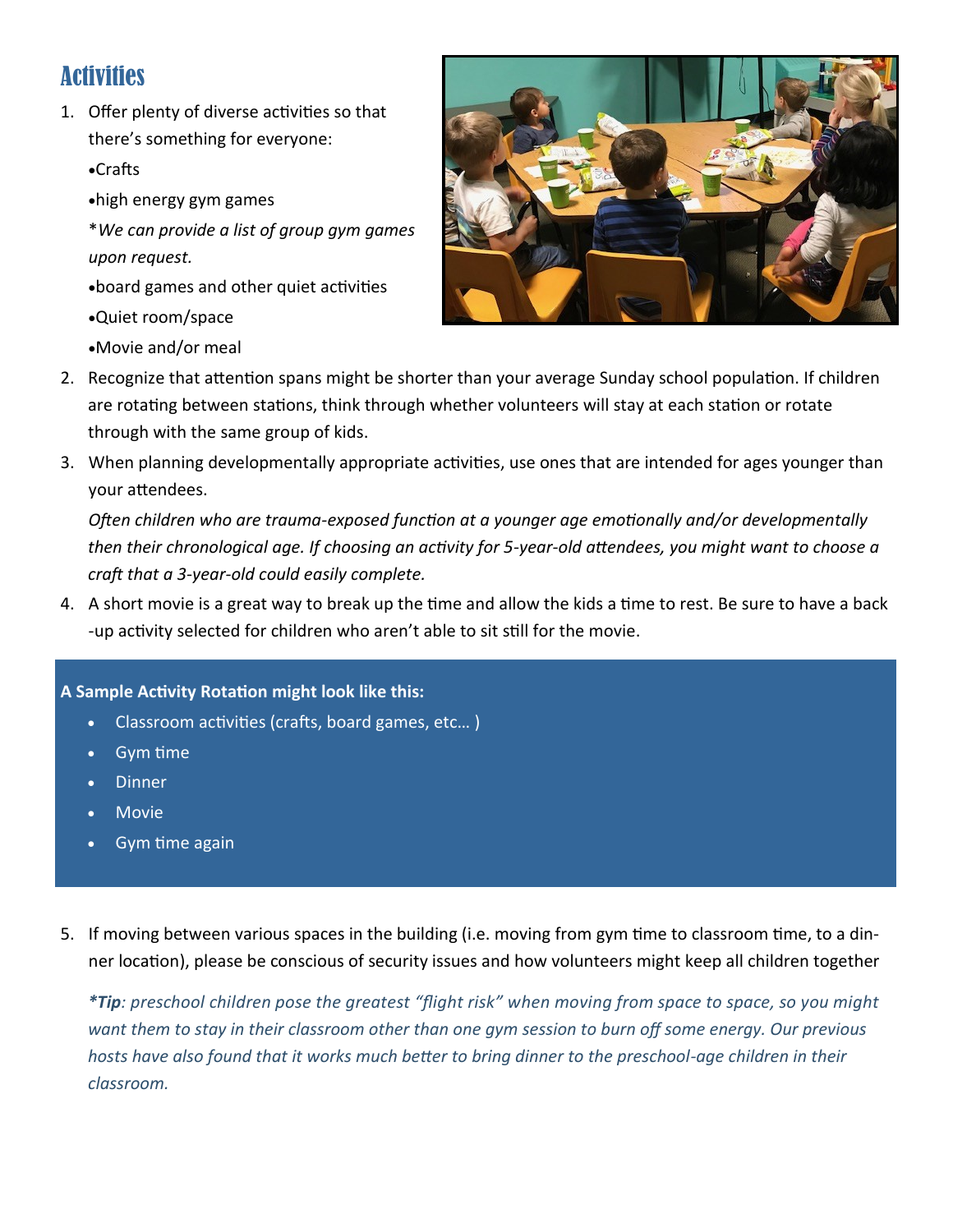## Activities

1. Offer plenty of diverse activities so that there's something for everyone:

   •Crafts

   •high energy gym games

   **We can provide a list of group gym games upon request.*

   •board games and other quiet activities

   •Quiet room/space

   •Movie and/or meal

2. Recognize that attention spans might be shorter than your average Sunday school population. If children are rotating between stations, think through whether volunteers will stay at each station or rotate through with the same group of kids.

3. When planning developmentally appropriate activities, use ones that are intended for ages younger than your attendees.

   *Often children who are trauma-exposed function at a younger age emotionally and/or developmentally then their chronological age. If choosing an activity for 5-year-old attendees, you might want to choose a craft that a 3-year-old could easily complete.*

4. A short movie is a great way to break up the time and allow the kids a time to rest. Be sure to have a back-up activity selected for children who aren't able to sit still for the movie.

**A Sample Activity Rotation might look like this:**

- Classroom activities (crafts, board games, etc… )
- Gym time
- Dinner
- Movie
- Gym time again

5. If moving between various spaces in the building (i.e. moving from gym time to classroom time, to a dinner location), please be conscious of security issues and how volunteers might keep all children together

   ***Tip**: preschool children pose the greatest "flight risk" when moving from space to space, so you might want them to stay in their classroom other than one gym session to burn off some energy. Our previous hosts have also found that it works much better to bring dinner to the preschool-age children in their classroom.*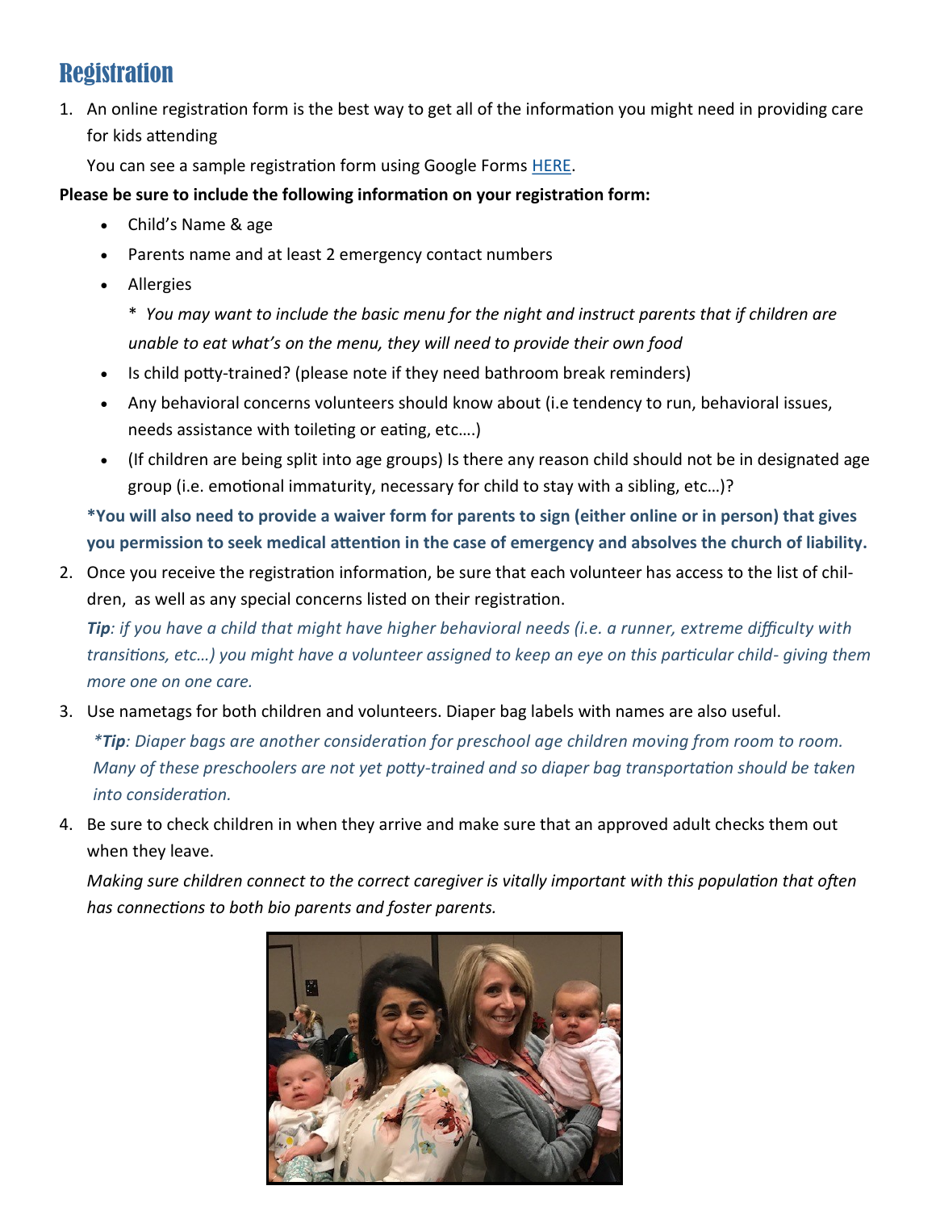# Registration

1. An online registration form is the best way to get all of the information you might need in providing care for kids attending

   You can see a sample registration form using Google Forms HERE.

**Please be sure to include the following information on your registration form:**

- Child's Name & age
- Parents name and at least 2 emergency contact numbers
- Allergies

  \* *You may want to include the basic menu for the night and instruct parents that if children are unable to eat what's on the menu, they will need to provide their own food*

- Is child potty-trained? (please note if they need bathroom break reminders)
- Any behavioral concerns volunteers should know about (i.e tendency to run, behavioral issues, needs assistance with toileting or eating, etc….)
- (If children are being split into age groups) Is there any reason child should not be in designated age group (i.e. emotional immaturity, necessary for child to stay with a sibling, etc…)?

   **\*You will also need to provide a waiver form for parents to sign (either online or in person) that gives you permission to seek medical attention in the case of emergency and absolves the church of liability.**

2. Once you receive the registration information, be sure that each volunteer has access to the list of children, as well as any special concerns listed on their registration.

   ***Tip**: if you have a child that might have higher behavioral needs (i.e. a runner, extreme difficulty with transitions, etc…) you might have a volunteer assigned to keep an eye on this particular child- giving them more one on one care.*

3. Use nametags for both children and volunteers. Diaper bag labels with names are also useful.

   ***\*Tip**: Diaper bags are another consideration for preschool age children moving from room to room. Many of these preschoolers are not yet potty-trained and so diaper bag transportation should be taken into consideration.*

4. Be sure to check children in when they arrive and make sure that an approved adult checks them out when they leave.

   *Making sure children connect to the correct caregiver is vitally important with this population that often has connections to both bio parents and foster parents.*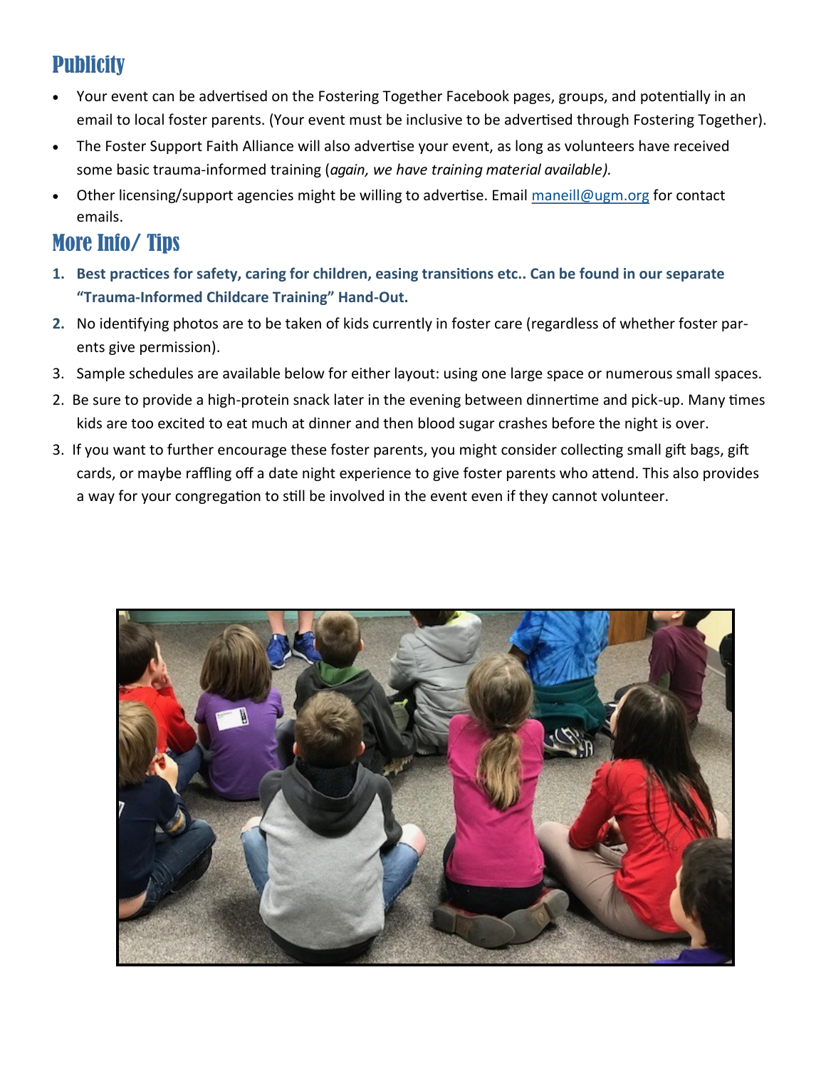## Publicity

- Your event can be advertised on the Fostering Together Facebook pages, groups, and potentially in an email to local foster parents. (Your event must be inclusive to be advertised through Fostering Together).
- The Foster Support Faith Alliance will also advertise your event, as long as volunteers have received some basic trauma-informed training (*again, we have training material available).*
- Other licensing/support agencies might be willing to advertise. Email maneill@ugm.org for contact emails.

## More Info/ Tips

1. **Best practices for safety, caring for children, easing transitions etc.. Can be found in our separate "Trauma-Informed Childcare Training" Hand-Out.**
2. No identifying photos are to be taken of kids currently in foster care (regardless of whether foster parents give permission).
3. Sample schedules are available below for either layout: using one large space or numerous small spaces.
2. Be sure to provide a high-protein snack later in the evening between dinnertime and pick-up. Many times kids are too excited to eat much at dinner and then blood sugar crashes before the night is over.
3. If you want to further encourage these foster parents, you might consider collecting small gift bags, gift cards, or maybe raffling off a date night experience to give foster parents who attend. This also provides a way for your congregation to still be involved in the event even if they cannot volunteer.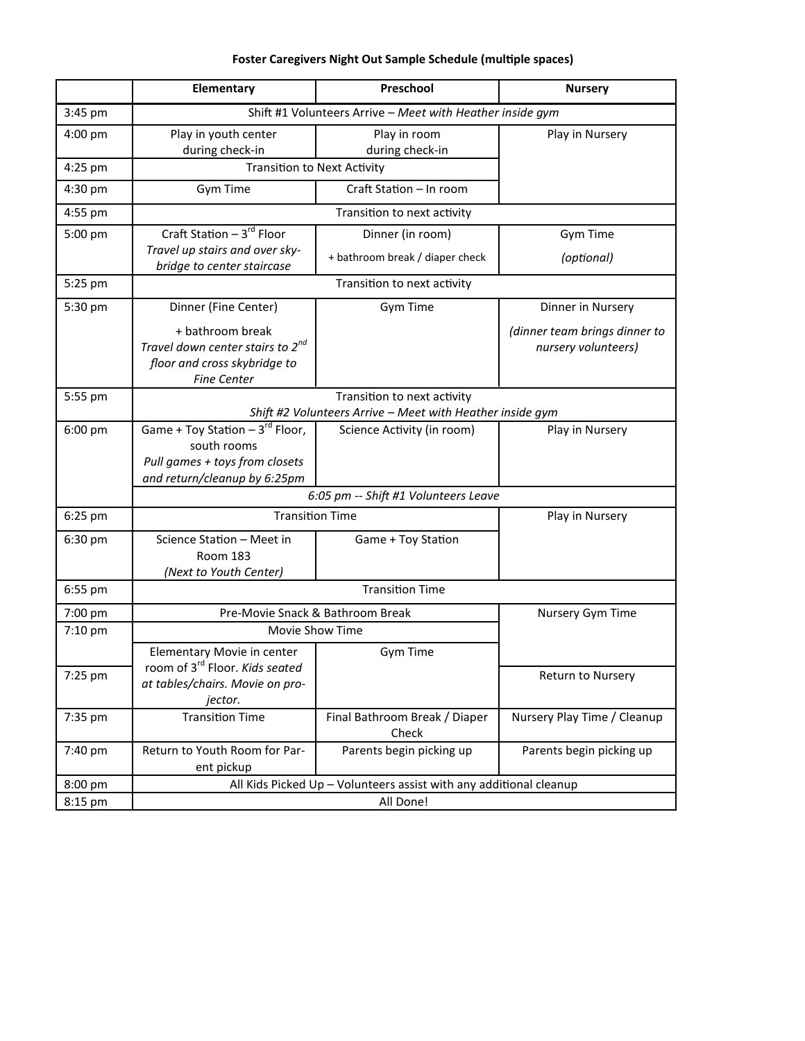**Foster Caregivers Night Out Sample Schedule (multiple spaces)**

| | Elementary | Preschool | Nursery |
|---|---|---|---|
| 3:45 pm | Shift #1 Volunteers Arrive – *Meet with Heather inside gym* | | |
| 4:00 pm | Play in youth center during check-in | Play in room during check-in | Play in Nursery |
| 4:25 pm | Transition to Next Activity | | |
| 4:30 pm | Gym Time | Craft Station – In room | |
| 4:55 pm | Transition to next activity | | |
| 5:00 pm | Craft Station – 3rd Floor *Travel up stairs and over sky-bridge to center staircase* | Dinner (in room) + bathroom break / diaper check | Gym Time *(optional)* |
| 5:25 pm | Transition to next activity | | |
| 5:30 pm | Dinner (Fine Center) + bathroom break *Travel down center stairs to 2nd floor and cross skybridge to Fine Center* | Gym Time | Dinner in Nursery *(dinner team brings dinner to nursery volunteers)* |
| 5:55 pm | Transition to next activity *Shift #2 Volunteers Arrive – Meet with Heather inside gym* | | |
| 6:00 pm | Game + Toy Station – 3rd Floor, south rooms *Pull games + toys from closets and return/cleanup by 6:25pm* | Science Activity (in room) | Play in Nursery |
| | *6:05 pm -- Shift #1 Volunteers Leave* | | |
| 6:25 pm | Transition Time | | Play in Nursery |
| 6:30 pm | Science Station – Meet in Room 183 *(Next to Youth Center)* | Game + Toy Station | |
| 6:55 pm | Transition Time | | |
| 7:00 pm | Pre-Movie Snack & Bathroom Break | | Nursery Gym Time |
| 7:10 pm | Movie Show Time | | |
| | Elementary Movie in center room of 3rd Floor. *Kids seated at tables/chairs. Movie on projector.* | Gym Time | |
| 7:25 pm | | | Return to Nursery |
| 7:35 pm | Transition Time | Final Bathroom Break / Diaper Check | Nursery Play Time / Cleanup |
| 7:40 pm | Return to Youth Room for Parent pickup | Parents begin picking up | Parents begin picking up |
| 8:00 pm | All Kids Picked Up – Volunteers assist with any additional cleanup | | |
| 8:15 pm | All Done! | | |